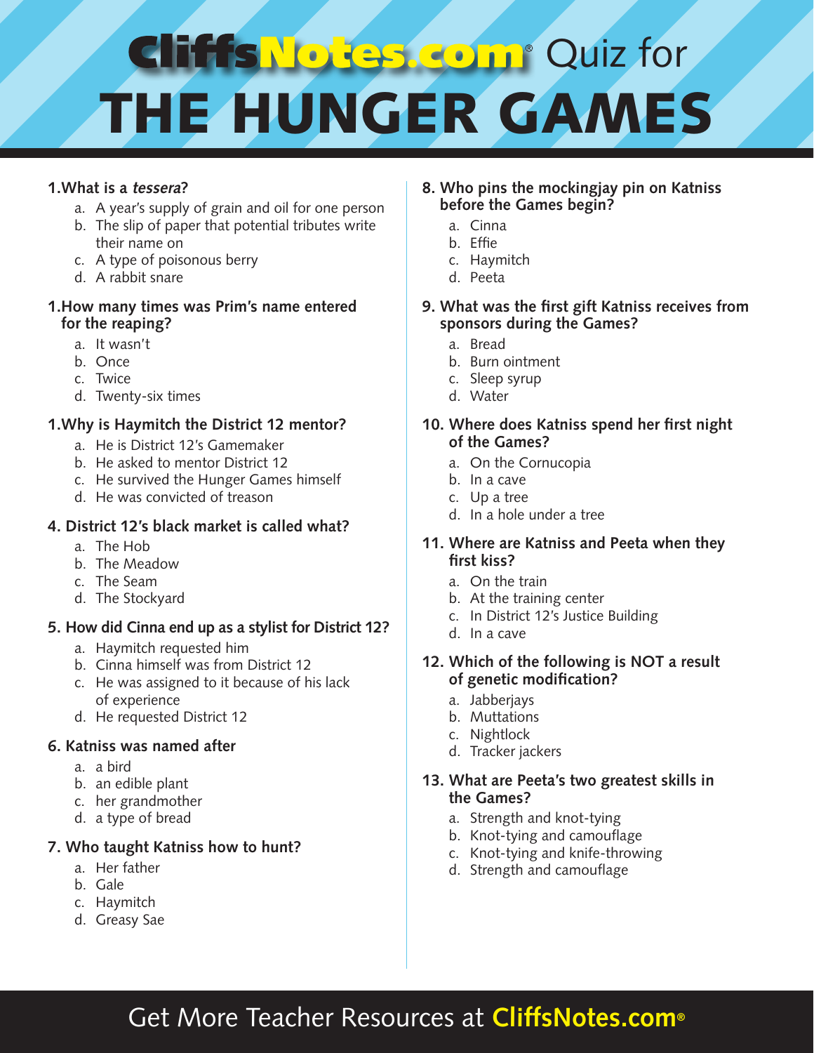# CliffsNotes.com® Quiz for THE HUNGER GAMES

**1.What is a *tessera*?**

a. A year's supply of grain and oil for one person
b. The slip of paper that potential tributes write their name on
c. A type of poisonous berry
d. A rabbit snare

**1.How many times was Prim's name entered for the reaping?**

a. It wasn't
b. Once
c. Twice
d. Twenty-six times

**1.Why is Haymitch the District 12 mentor?**

a. He is District 12's Gamemaker
b. He asked to mentor District 12
c. He survived the Hunger Games himself
d. He was convicted of treason

**4. District 12's black market is called what?**

a. The Hob
b. The Meadow
c. The Seam
d. The Stockyard

**5. How did Cinna end up as a stylist for District 12?**

a. Haymitch requested him
b. Cinna himself was from District 12
c. He was assigned to it because of his lack of experience
d. He requested District 12

**6. Katniss was named after**

a. a bird
b. an edible plant
c. her grandmother
d. a type of bread

**7. Who taught Katniss how to hunt?**

a. Her father
b. Gale
c. Haymitch
d. Greasy Sae

**8. Who pins the mockingjay pin on Katniss before the Games begin?**

a. Cinna
b. Effie
c. Haymitch
d. Peeta

**9. What was the first gift Katniss receives from sponsors during the Games?**

a. Bread
b. Burn ointment
c. Sleep syrup
d. Water

**10. Where does Katniss spend her first night of the Games?**

a. On the Cornucopia
b. In a cave
c. Up a tree
d. In a hole under a tree

**11. Where are Katniss and Peeta when they first kiss?**

a. On the train
b. At the training center
c. In District 12's Justice Building
d. In a cave

**12. Which of the following is NOT a result of genetic modification?**

a. Jabberjays
b. Muttations
c. Nightlock
d. Tracker jackers

**13. What are Peeta's two greatest skills in the Games?**

a. Strength and knot-tying
b. Knot-tying and camouflage
c. Knot-tying and knife-throwing
d. Strength and camouflage

Get More Teacher Resources at **CliffsNotes.com®**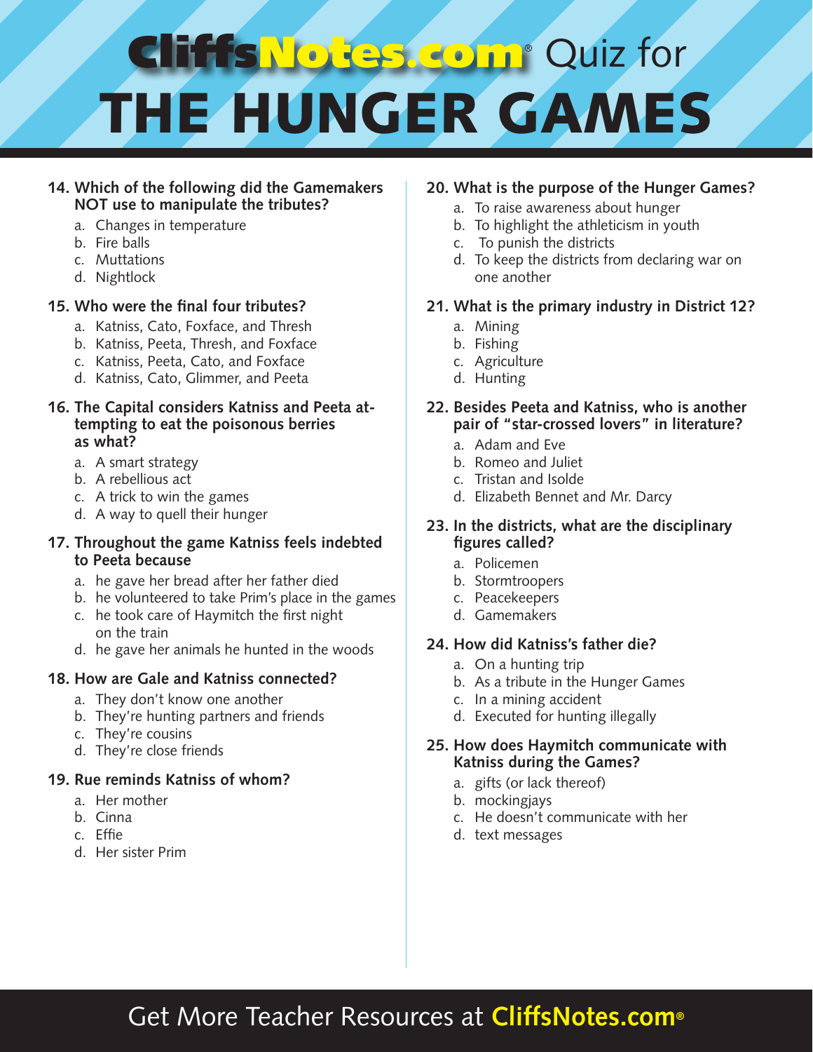# CliffsNotes.com® Quiz for THE HUNGER GAMES

**14. Which of the following did the Gamemakers NOT use to manipulate the tributes?**

a. Changes in temperature
b. Fire balls
c. Muttations
d. Nightlock

**15. Who were the final four tributes?**

a. Katniss, Cato, Foxface, and Thresh
b. Katniss, Peeta, Thresh, and Foxface
c. Katniss, Peeta, Cato, and Foxface
d. Katniss, Cato, Glimmer, and Peeta

**16. The Capital considers Katniss and Peeta attempting to eat the poisonous berries as what?**

a. A smart strategy
b. A rebellious act
c. A trick to win the games
d. A way to quell their hunger

**17. Throughout the game Katniss feels indebted to Peeta because**

a. he gave her bread after her father died
b. he volunteered to take Prim's place in the games
c. he took care of Haymitch the first night on the train
d. he gave her animals he hunted in the woods

**18. How are Gale and Katniss connected?**

a. They don't know one another
b. They're hunting partners and friends
c. They're cousins
d. They're close friends

**19. Rue reminds Katniss of whom?**

a. Her mother
b. Cinna
c. Effie
d. Her sister Prim

**20. What is the purpose of the Hunger Games?**

a. To raise awareness about hunger
b. To highlight the athleticism in youth
c. To punish the districts
d. To keep the districts from declaring war on one another

**21. What is the primary industry in District 12?**

a. Mining
b. Fishing
c. Agriculture
d. Hunting

**22. Besides Peeta and Katniss, who is another pair of "star-crossed lovers" in literature?**

a. Adam and Eve
b. Romeo and Juliet
c. Tristan and Isolde
d. Elizabeth Bennet and Mr. Darcy

**23. In the districts, what are the disciplinary figures called?**

a. Policemen
b. Stormtroopers
c. Peacekeepers
d. Gamemakers

**24. How did Katniss's father die?**

a. On a hunting trip
b. As a tribute in the Hunger Games
c. In a mining accident
d. Executed for hunting illegally

**25. How does Haymitch communicate with Katniss during the Games?**

a. gifts (or lack thereof)
b. mockingjays
c. He doesn't communicate with her
d. text messages

Get More Teacher Resources at **CliffsNotes.com**®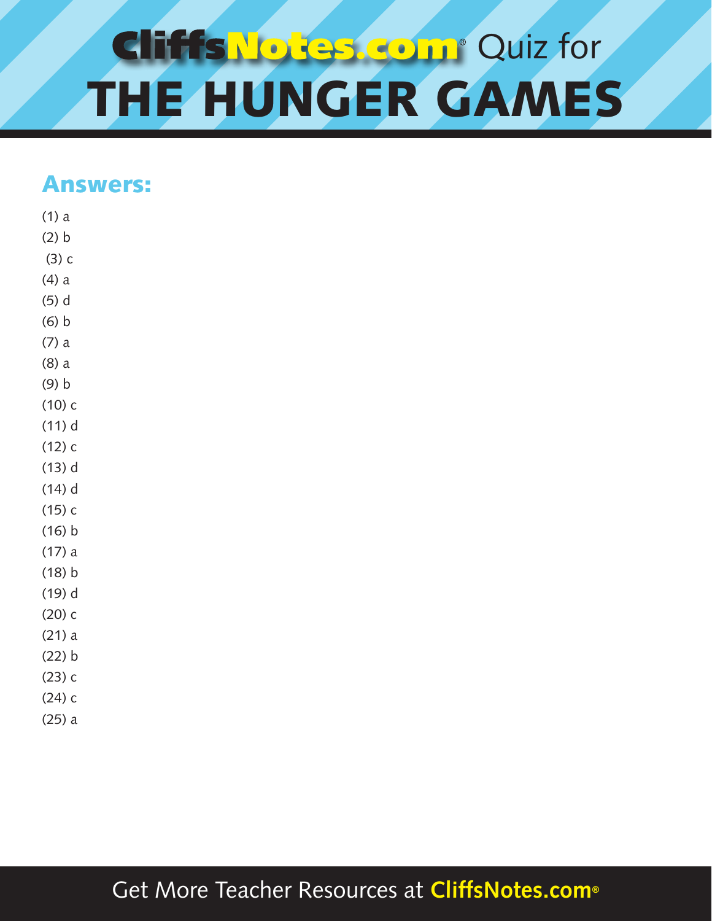# CliffsNotes.com® Quiz for THE HUNGER GAMES

## Answers:

(1) a
(2) b
(3) c
(4) a
(5) d
(6) b
(7) a
(8) a
(9) b
(10) c
(11) d
(12) c
(13) d
(14) d
(15) c
(16) b
(17) a
(18) b
(19) d
(20) c
(21) a
(22) b
(23) c
(24) c
(25) a

Get More Teacher Resources at CliffsNotes.com®